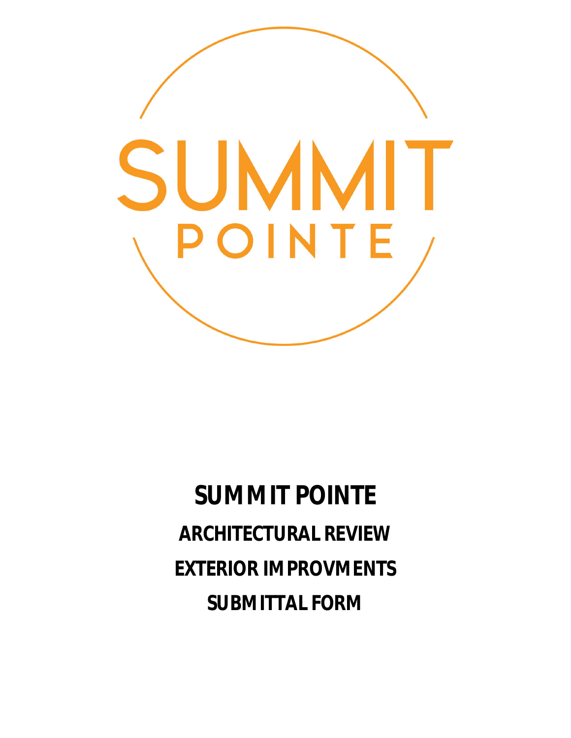SUMMIT

POINTE

# SUMMIT POINTE

## ARCHITECTURAL REVIEW

## EXTERIOR IMPROVMENTS

## SUBMITTAL FORM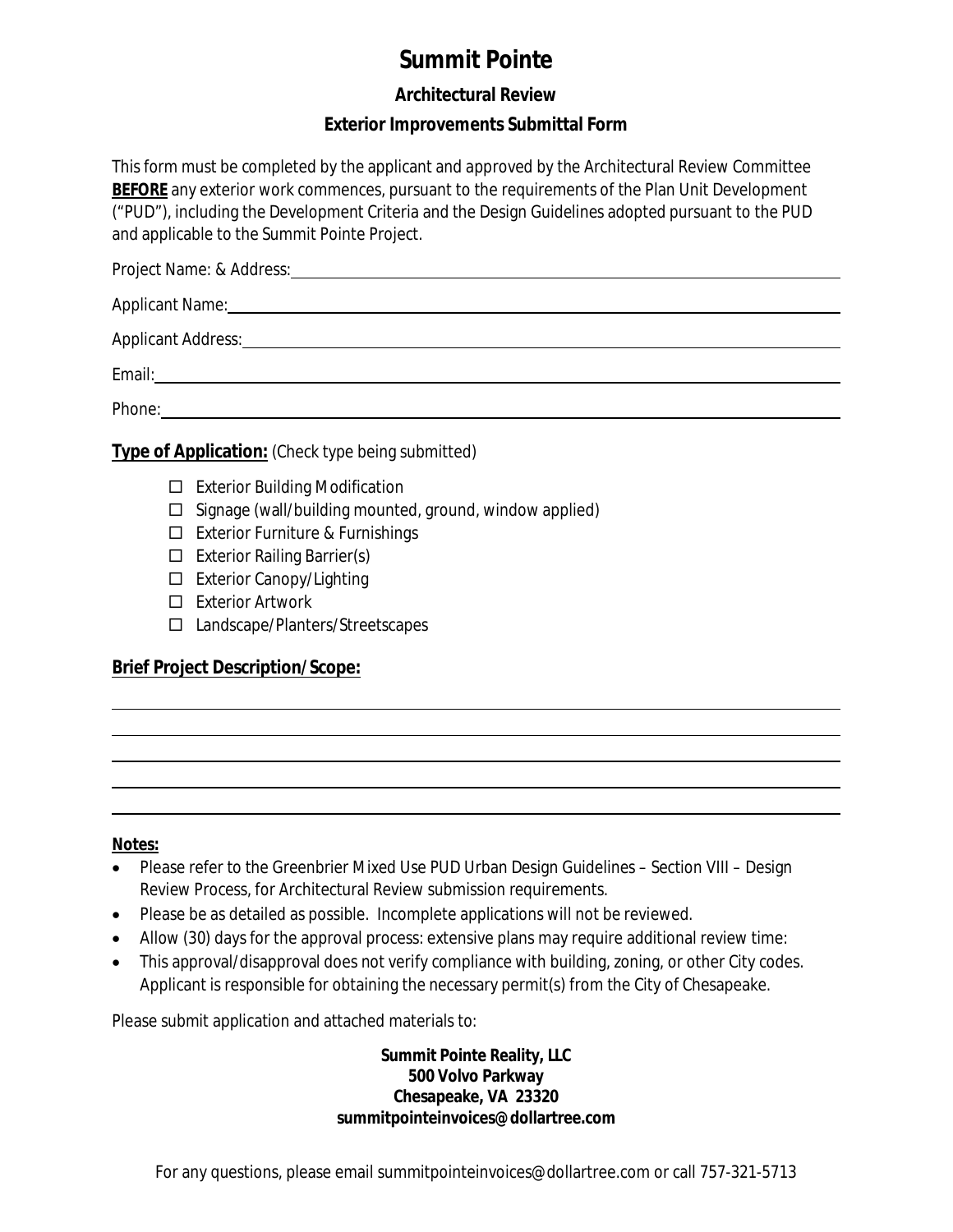# Summit Pointe

## Architectural Review

## Exterior Improvements Submittal Form

This form must be completed by the applicant and approved by the Architectural Review Committee **BEFORE** any exterior work commences, pursuant to the requirements of the Plan Unit Development ("PUD"), including the Development Criteria and the Design Guidelines adopted pursuant to the PUD and applicable to the Summit Pointe Project.

Project Name: & Address: ______________________________________________

Applicant Name: ______________________________________________

Applicant Address: ______________________________________________

Email: ______________________________________________

Phone: ______________________________________________

**Type of Application:** (Check type being submitted)

- ☐ Exterior Building Modification
- ☐ Signage (wall/building mounted, ground, window applied)
- ☐ Exterior Furniture & Furnishings
- ☐ Exterior Railing Barrier(s)
- ☐ Exterior Canopy/Lighting
- ☐ Exterior Artwork
- ☐ Landscape/Planters/Streetscapes

**Brief Project Description/Scope:**

______________________________________________

______________________________________________

______________________________________________

______________________________________________

______________________________________________

**Notes:**

- Please refer to the Greenbrier Mixed Use PUD Urban Design Guidelines – Section VIII – Design Review Process, for Architectural Review submission requirements.
- Please be as detailed as possible. Incomplete applications will not be reviewed.
- Allow (30) days for the approval process: extensive plans may require additional review time:
- This approval/disapproval does not verify compliance with building, zoning, or other City codes. Applicant is responsible for obtaining the necessary permit(s) from the City of Chesapeake.

Please submit application and attached materials to:

**Summit Pointe Reality, LLC**
**500 Volvo Parkway**
**Chesapeake, VA 23320**
**summitpointeinvoices@dollartree.com**

For any questions, please email summitpointeinvoices@dollartree.com or call 757-321-5713